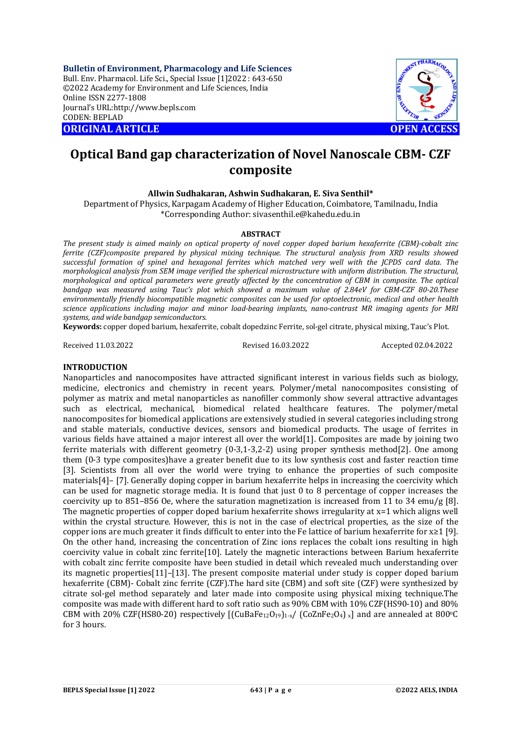# Optical Band gap characterization of Novel Nanoscale CBM- CZF composite

**Allwin Sudhakaran, Ashwin Sudhakaran, E. Siva Senthil***

Department of Physics, Karpagam Academy of Higher Education, Coimbatore, Tamilnadu, India
*Corresponding Author: sivasenthil.e@kahedu.edu.in

## ABSTRACT

*The present study is aimed mainly on optical property of novel copper doped barium hexaferrite (CBM)-cobalt zinc ferrite (CZF)composite prepared by physical mixing technique. The structural analysis from XRD results showed successful formation of spinel and hexagonal ferrites which matched very well with the JCPDS card data. The morphological analysis from SEM image verified the spherical microstructure with uniform distribution. The structural, morphological and optical parameters were greatly affected by the concentration of CBM in composite. The optical bandgap was measured using Tauc's plot which showed a maximum value of 2.84eV for CBM-CZF 80-20.These environmentally friendly biocompatible magnetic composites can be used for optoelectronic, medical and other health science applications including major and minor load-bearing implants, nano-contrast MR imaging agents for MRI systems, and wide bandgap semiconductors.*

**Keywords:** copper doped barium, hexaferrite, cobalt dopedzinc Ferrite, sol-gel citrate, physical mixing, Tauc's Plot.

Received 11.03.2022 Revised 16.03.2022 Accepted 02.04.2022

## INTRODUCTION

Nanoparticles and nanocomposites have attracted significant interest in various fields such as biology, medicine, electronics and chemistry in recent years. Polymer/metal nanocomposites consisting of polymer as matrix and metal nanoparticles as nanofiller commonly show several attractive advantages such as electrical, mechanical, biomedical related healthcare features. The polymer/metal nanocomposites for biomedical applications are extensively studied in several categories including strong and stable materials, conductive devices, sensors and biomedical products. The usage of ferrites in various fields have attained a major interest all over the world[1]. Composites are made by joining two ferrite materials with different geometry (0-3,1-3,2-2) using proper synthesis method[2]. One among them (0-3 type composites)have a greater benefit due to its low synthesis cost and faster reaction time [3]. Scientists from all over the world were trying to enhance the properties of such composite materials[4]– [7]. Generally doping copper in barium hexaferrite helps in increasing the coercivity which can be used for magnetic storage media. It is found that just 0 to 8 percentage of copper increases the coercivity up to 851–856 Oe, where the saturation magnetization is increased from 11 to 34 emu/g [8]. The magnetic properties of copper doped barium hexaferrite shows irregularity at x=1 which aligns well within the crystal structure. However, this is not in the case of electrical properties, as the size of the copper ions are much greater it finds difficult to enter into the Fe lattice of barium hexaferrite for x≥1 [9]. On the other hand, increasing the concentration of Zinc ions replaces the cobalt ions resulting in high coercivity value in cobalt zinc ferrite[10]. Lately the magnetic interactions between Barium hexaferrite with cobalt zinc ferrite composite have been studied in detail which revealed much understanding over its magnetic properties[11]–[13]. The present composite material under study is copper doped barium hexaferrite (CBM)- Cobalt zinc ferrite (CZF).The hard site (CBM) and soft site (CZF) were synthesized by citrate sol-gel method separately and later made into composite using physical mixing technique.The composite was made with different hard to soft ratio such as 90% CBM with 10% CZF(HS90-10) and 80% CBM with 20% CZF(HS80-20) respectively [$(CuBaFe_{12}O_{19})_{1-x}$/ $(CoZnFe_2O_4)_x$] and are annealed at 800$^o$C for 3 hours.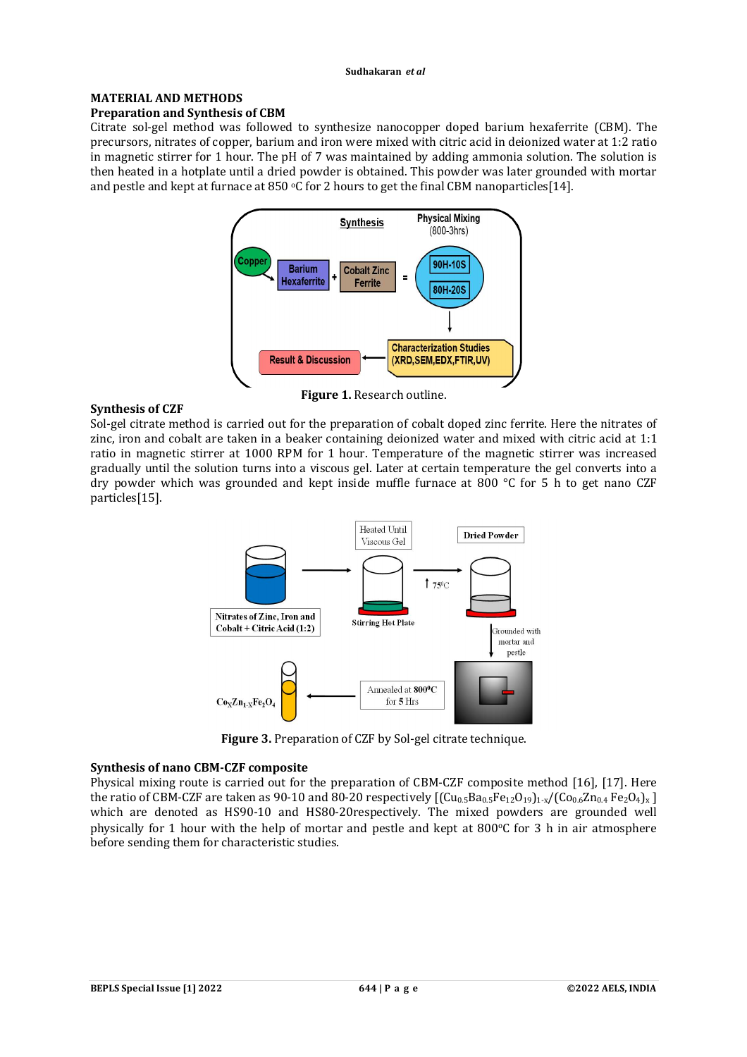## MATERIAL AND METHODS

### Preparation and Synthesis of CBM

Citrate sol-gel method was followed to synthesize nanocopper doped barium hexaferrite (CBM). The precursors, nitrates of copper, barium and iron were mixed with citric acid in deionized water at 1:2 ratio in magnetic stirrer for 1 hour. The pH of 7 was maintained by adding ammonia solution. The solution is then heated in a hotplate until a dried powder is obtained. This powder was later grounded with mortar and pestle and kept at furnace at 850 °C for 2 hours to get the final CBM nanoparticles[14].

**Figure 1.** Research outline.

### Synthesis of CZF

Sol-gel citrate method is carried out for the preparation of cobalt doped zinc ferrite. Here the nitrates of zinc, iron and cobalt are taken in a beaker containing deionized water and mixed with citric acid at 1:1 ratio in magnetic stirrer at 1000 RPM for 1 hour. Temperature of the magnetic stirrer was increased gradually until the solution turns into a viscous gel. Later at certain temperature the gel converts into a dry powder which was grounded and kept inside muffle furnace at 800 °C for 5 h to get nano CZF particles[15].

**Figure 3.** Preparation of CZF by Sol-gel citrate technique.

### Synthesis of nano CBM-CZF composite

Physical mixing route is carried out for the preparation of CBM-CZF composite method [16], [17]. Here the ratio of CBM-CZF are taken as 90-10 and 80-20 respectively [$(Cu_{0.5}Ba_{0.5}Fe_{12}O_{19})_{1-x}/(Co_{0.6}Zn_{0.4}Fe_2O_4)_x$ ] which are denoted as HS90-10 and HS80-20respectively. The mixed powders are grounded well physically for 1 hour with the help of mortar and pestle and kept at 800°C for 3 h in air atmosphere before sending them for characteristic studies.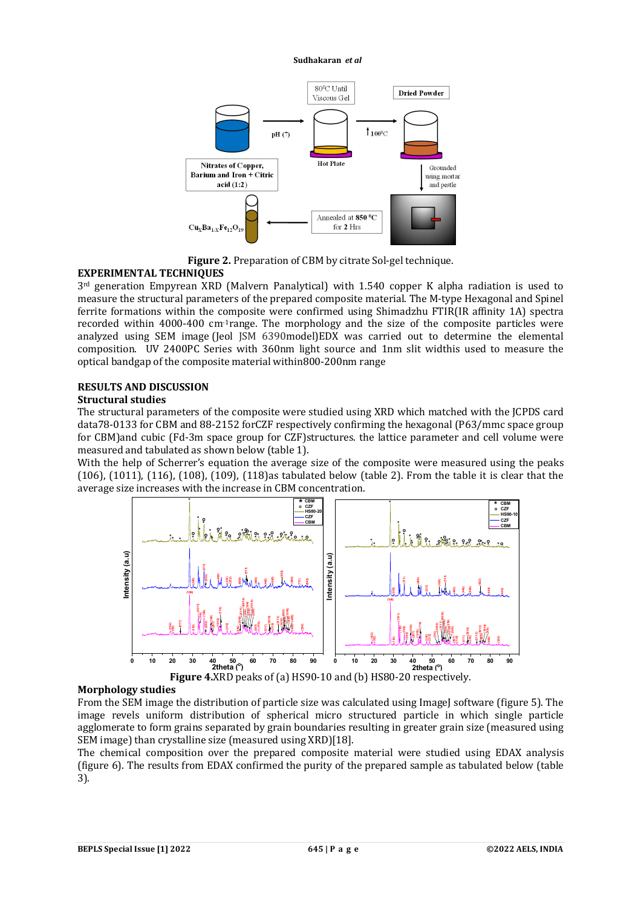**Figure 2.** Preparation of CBM by citrate Sol-gel technique.

## EXPERIMENTAL TECHNIQUES

3[rd] generation Empyrean XRD (Malvern Panalytical) with 1.540 copper K alpha radiation is used to measure the structural parameters of the prepared composite material. The M-type Hexagonal and Spinel ferrite formations within the composite were confirmed using Shimadzhu FTIR(IR affinity 1A) spectra recorded within 4000-400 $cm^{-1}$range. The morphology and the size of the composite particles were analyzed using SEM image (Jeol JSM 6390model)EDX was carried out to determine the elemental composition. UV 2400PC Series with 360nm light source and 1nm slit widthis used to measure the optical bandgap of the composite material within800-200nm range

## RESULTS AND DISCUSSION

### Structural studies

The structural parameters of the composite were studied using XRD which matched with the JCPDS card data78-0133 for CBM and 88-2152 forCZF respectively confirming the hexagonal (P63/mmc space group for CBM)and cubic (Fd-3m space group for CZF)structures. the lattice parameter and cell volume were measured and tabulated as shown below (table 1).

With the help of Scherrer's equation the average size of the composite were measured using the peaks (106), (1011), (116), (108), (109), (118)as tabulated below (table 2). From the table it is clear that the average size increases with the increase in CBM concentration.

**Figure 4.**XRD peaks of (a) HS90-10 and (b) HS80-20 respectively.

### Morphology studies

From the SEM image the distribution of particle size was calculated using ImageJ software (figure 5). The image revels uniform distribution of spherical micro structured particle in which single particle agglomerate to form grains separated by grain boundaries resulting in greater grain size (measured using SEM image) than crystalline size (measured using XRD)[18].

The chemical composition over the prepared composite material were studied using EDAX analysis (figure 6). The results from EDAX confirmed the purity of the prepared sample as tabulated below (table 3).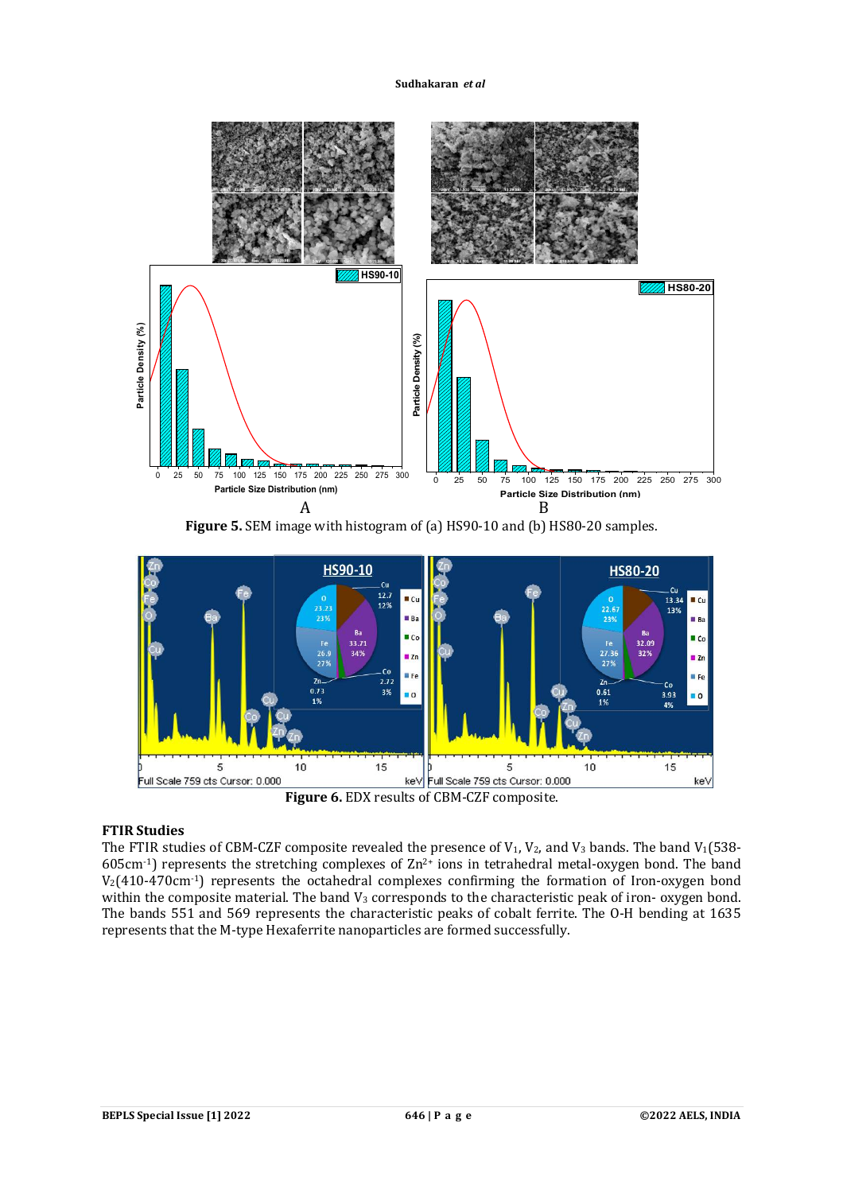**Figure 5.** SEM image with histogram of (a) HS90-10 and (b) HS80-20 samples.

**Figure 6.** EDX results of CBM-CZF composite.

### FTIR Studies

The FTIR studies of CBM-CZF composite revealed the presence of $V_1$, $V_2$, and $V_3$ bands. The band $V_1$(538-605cm$^{-1}$) represents the stretching complexes of $Zn^{2+}$ ions in tetrahedral metal-oxygen bond. The band $V_2$(410-470cm$^{-1}$) represents the octahedral complexes confirming the formation of Iron-oxygen bond within the composite material. The band $V_3$ corresponds to the characteristic peak of iron- oxygen bond. The bands 551 and 569 represents the characteristic peaks of cobalt ferrite. The O-H bending at 1635 represents that the M-type Hexaferrite nanoparticles are formed successfully.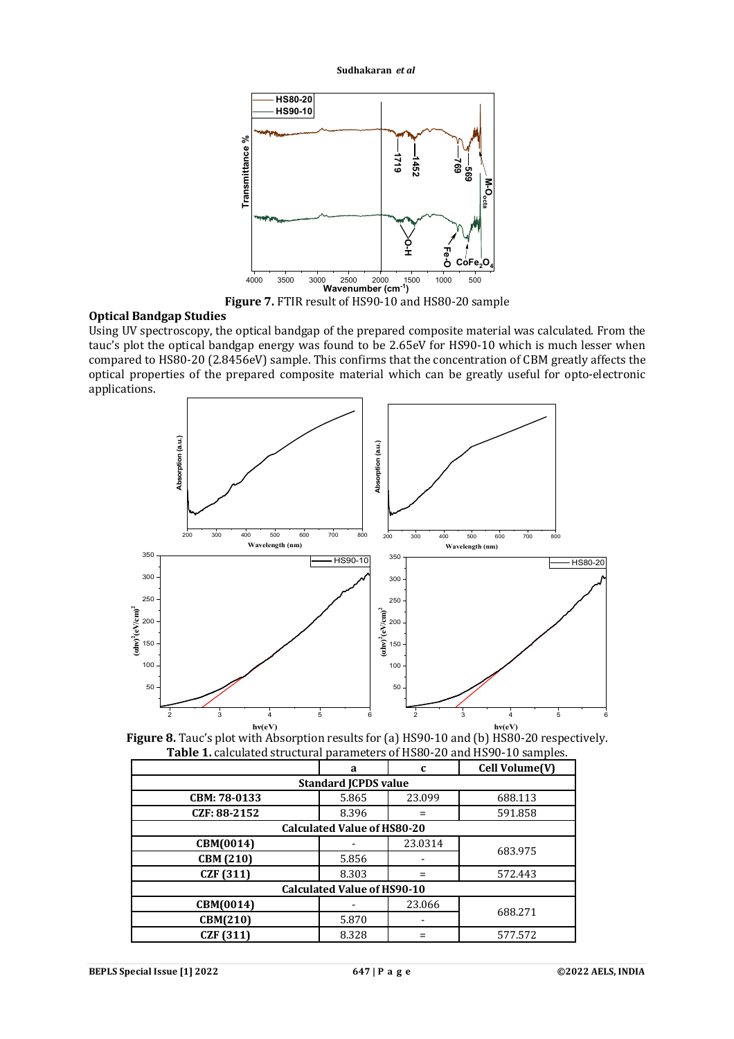Figure 7. FTIR result of HS90-10 and HS80-20 sample

## Optical Bandgap Studies

Using UV spectroscopy, the optical bandgap of the prepared composite material was calculated. From the tauc's plot the optical bandgap energy was found to be 2.65eV for HS90-10 which is much lesser when compared to HS80-20 (2.8456eV) sample. This confirms that the concentration of CBM greatly affects the optical properties of the prepared composite material which can be greatly useful for opto-electronic applications.

Figure 8. Tauc's plot with Absorption results for (a) HS90-10 and (b) HS80-20 respectively.

Table 1. calculated structural parameters of HS80-20 and HS90-10 samples.

| | a | c | Cell Volume(V) |
|---|---|---|---|
| **Standard JCPDS value** | | | |
| **CBM: 78-0133** | 5.865 | 23.099 | 688.113 |
| **CZF: 88-2152** | 8.396 | = | 591.858 |
| **Calculated Value of HS80-20** | | | |
| **CBM(0014)** | - | 23.0314 | 683.975 |
| **CBM (210)** | 5.856 | - | |
| **CZF (311)** | 8.303 | = | 572.443 |
| **Calculated Value of HS90-10** | | | |
| **CBM(0014)** | - | 23.066 | 688.271 |
| **CBM(210)** | 5.870 | - | |
| **CZF (311)** | 8.328 | = | 577.572 |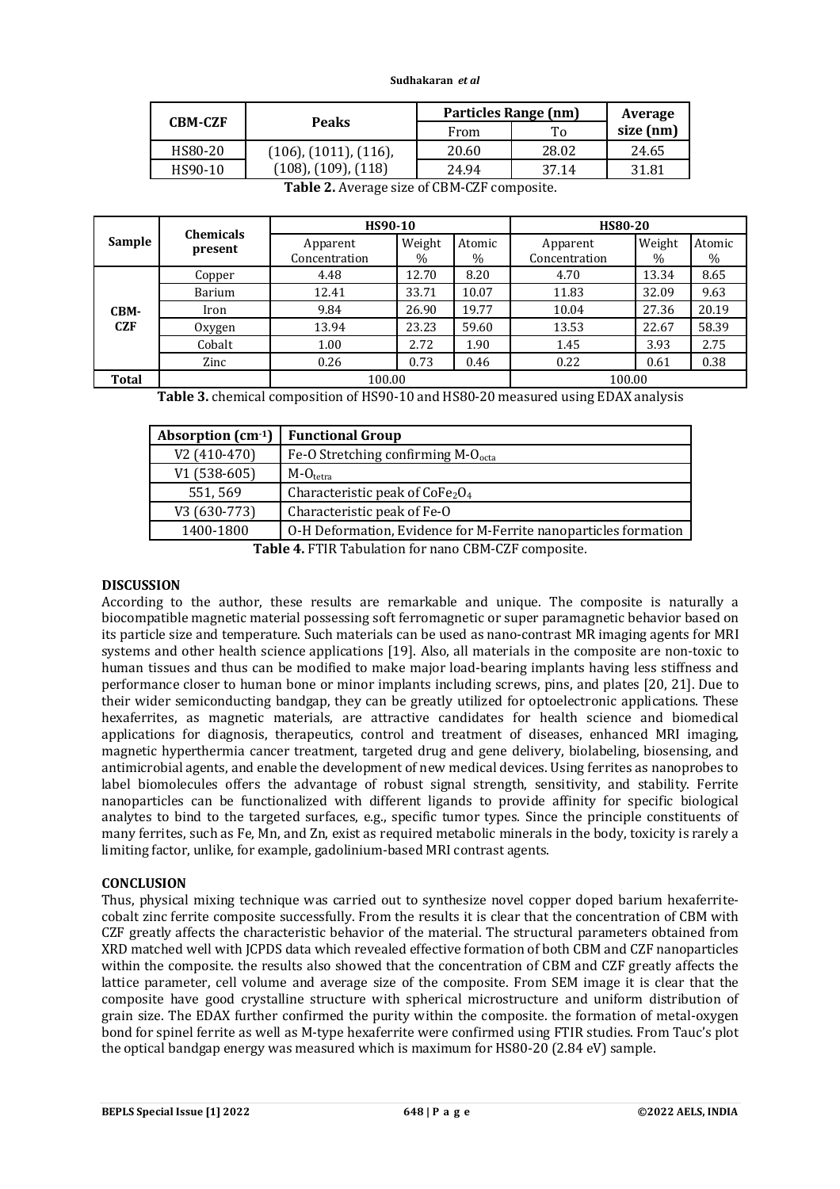| CBM-CZF | Peaks | Particles Range (nm) | | Average size (nm) |
|---|---|---|---|---|
| | | From | To | |
| HS80-20 | (106), (1011), (116), (108), (109), (118) | 20.60 | 28.02 | 24.65 |
| HS90-10 | | 24.94 | 37.14 | 31.81 |

**Table 2.** Average size of CBM-CZF composite.

| Sample | Chemicals present | HS90-10 | | | HS80-20 | | |
|---|---|---|---|---|---|---|---|
| | | Apparent Concentration | Weight % | Atomic % | Apparent Concentration | Weight % | Atomic % |
| CBM-CZF | Copper | 4.48 | 12.70 | 8.20 | 4.70 | 13.34 | 8.65 |
| | Barium | 12.41 | 33.71 | 10.07 | 11.83 | 32.09 | 9.63 |
| | Iron | 9.84 | 26.90 | 19.77 | 10.04 | 27.36 | 20.19 |
| | Oxygen | 13.94 | 23.23 | 59.60 | 13.53 | 22.67 | 58.39 |
| | Cobalt | 1.00 | 2.72 | 1.90 | 1.45 | 3.93 | 2.75 |
| | Zinc | 0.26 | 0.73 | 0.46 | 0.22 | 0.61 | 0.38 |
| Total | | 100.00 | | | 100.00 | | |

**Table 3.** chemical composition of HS90-10 and HS80-20 measured using EDAX analysis

| Absorption ($cm^{-1}$) | Functional Group |
|---|---|
| V2 (410-470) | Fe-O Stretching confirming $M\text{-}O_{octa}$ |
| V1 (538-605) | $M\text{-}O_{tetra}$ |
| 551, 569 | Characteristic peak of $CoFe_2O_4$ |
| V3 (630-773) | Characteristic peak of Fe-O |
| 1400-1800 | O-H Deformation, Evidence for M-Ferrite nanoparticles formation |

**Table 4.** FTIR Tabulation for nano CBM-CZF composite.

## DISCUSSION

According to the author, these results are remarkable and unique. The composite is naturally a biocompatible magnetic material possessing soft ferromagnetic or super paramagnetic behavior based on its particle size and temperature. Such materials can be used as nano-contrast MR imaging agents for MRI systems and other health science applications [19]. Also, all materials in the composite are non-toxic to human tissues and thus can be modified to make major load-bearing implants having less stiffness and performance closer to human bone or minor implants including screws, pins, and plates [20, 21]. Due to their wider semiconducting bandgap, they can be greatly utilized for optoelectronic applications. These hexaferrites, as magnetic materials, are attractive candidates for health science and biomedical applications for diagnosis, therapeutics, control and treatment of diseases, enhanced MRI imaging, magnetic hyperthermia cancer treatment, targeted drug and gene delivery, biolabeling, biosensing, and antimicrobial agents, and enable the development of new medical devices. Using ferrites as nanoprobes to label biomolecules offers the advantage of robust signal strength, sensitivity, and stability. Ferrite nanoparticles can be functionalized with different ligands to provide affinity for specific biological analytes to bind to the targeted surfaces, e.g., specific tumor types. Since the principle constituents of many ferrites, such as Fe, Mn, and Zn, exist as required metabolic minerals in the body, toxicity is rarely a limiting factor, unlike, for example, gadolinium-based MRI contrast agents.

## CONCLUSION

Thus, physical mixing technique was carried out to synthesize novel copper doped barium hexaferrite-cobalt zinc ferrite composite successfully. From the results it is clear that the concentration of CBM with CZF greatly affects the characteristic behavior of the material. The structural parameters obtained from XRD matched well with JCPDS data which revealed effective formation of both CBM and CZF nanoparticles within the composite. the results also showed that the concentration of CBM and CZF greatly affects the lattice parameter, cell volume and average size of the composite. From SEM image it is clear that the composite have good crystalline structure with spherical microstructure and uniform distribution of grain size. The EDAX further confirmed the purity within the composite. the formation of metal-oxygen bond for spinel ferrite as well as M-type hexaferrite were confirmed using FTIR studies. From Tauc's plot the optical bandgap energy was measured which is maximum for HS80-20 (2.84 eV) sample.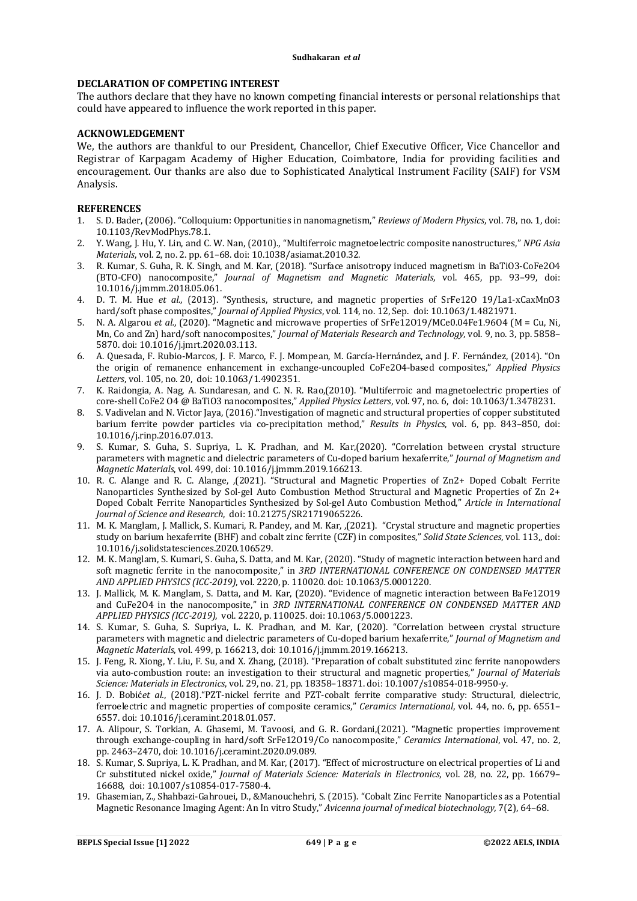## DECLARATION OF COMPETING INTEREST

The authors declare that they have no known competing financial interests or personal relationships that could have appeared to influence the work reported in this paper.

## ACKNOWLEDGEMENT

We, the authors are thankful to our President, Chancellor, Chief Executive Officer, Vice Chancellor and Registrar of Karpagam Academy of Higher Education, Coimbatore, India for providing facilities and encouragement. Our thanks are also due to Sophisticated Analytical Instrument Facility (SAIF) for VSM Analysis.

## REFERENCES

1. S. D. Bader, (2006). "Colloquium: Opportunities in nanomagnetism," *Reviews of Modern Physics*, vol. 78, no. 1, doi: 10.1103/RevModPhys.78.1.
2. Y. Wang, J. Hu, Y. Lin, and C. W. Nan, (2010)., "Multiferroic magnetoelectric composite nanostructures," *NPG Asia Materials*, vol. 2, no. 2. pp. 61–68. doi: 10.1038/asiamat.2010.32.
3. R. Kumar, S. Guha, R. K. Singh, and M. Kar, (2018). "Surface anisotropy induced magnetism in BaTiO3-CoFe2O4 (BTO-CFO) nanocomposite," *Journal of Magnetism and Magnetic Materials*, vol. 465, pp. 93–99, doi: 10.1016/j.jmmm.2018.05.061.
4. D. T. M. Hue *et al.*, (2013). "Synthesis, structure, and magnetic properties of SrFe12O 19/La1-xCaxMnO3 hard/soft phase composites," *Journal of Applied Physics*, vol. 114, no. 12, Sep. doi: 10.1063/1.4821971.
5. N. A. Algarou *et al.*, (2020). "Magnetic and microwave properties of SrFe12O19/MCe0.04Fe1.96O4 (M = Cu, Ni, Mn, Co and Zn) hard/soft nanocomposites," *Journal of Materials Research and Technology*, vol. 9, no. 3, pp. 5858–5870. doi: 10.1016/j.jmrt.2020.03.113.
6. A. Quesada, F. Rubio-Marcos, J. F. Marco, F. J. Mompean, M. García-Hernández, and J. F. Fernández, (2014). "On the origin of remanence enhancement in exchange-uncoupled CoFe2O4-based composites," *Applied Physics Letters*, vol. 105, no. 20, doi: 10.1063/1.4902351.
7. K. Raidongia, A. Nag, A. Sundaresan, and C. N. R. Rao,(2010). "Multiferroic and magnetoelectric properties of core-shell CoFe2 O4 @ BaTiO3 nanocomposites," *Applied Physics Letters*, vol. 97, no. 6, doi: 10.1063/1.3478231.
8. S. Vadivelan and N. Victor Jaya, (2016)."Investigation of magnetic and structural properties of copper substituted barium ferrite powder particles via co-precipitation method," *Results in Physics*, vol. 6, pp. 843–850, doi: 10.1016/j.rinp.2016.07.013.
9. S. Kumar, S. Guha, S. Supriya, L. K. Pradhan, and M. Kar,(2020). "Correlation between crystal structure parameters with magnetic and dielectric parameters of Cu-doped barium hexaferrite," *Journal of Magnetism and Magnetic Materials*, vol. 499, doi: 10.1016/j.jmmm.2019.166213.
10. R. C. Alange and R. C. Alange, ,(2021). "Structural and Magnetic Properties of Zn2+ Doped Cobalt Ferrite Nanoparticles Synthesized by Sol-gel Auto Combustion Method Structural and Magnetic Properties of Zn 2+ Doped Cobalt Ferrite Nanoparticles Synthesized by Sol-gel Auto Combustion Method," *Article in International Journal of Science and Research*, doi: 10.21275/SR21719065226.
11. M. K. Manglam, J. Mallick, S. Kumari, R. Pandey, and M. Kar, ,(2021). "Crystal structure and magnetic properties study on barium hexaferrite (BHF) and cobalt zinc ferrite (CZF) in composites," *Solid State Sciences*, vol. 113,, doi: 10.1016/j.solidstatesciences.2020.106529.
12. M. K. Manglam, S. Kumari, S. Guha, S. Datta, and M. Kar, (2020). "Study of magnetic interaction between hard and soft magnetic ferrite in the nanocomposite," in *3RD INTERNATIONAL CONFERENCE ON CONDENSED MATTER AND APPLIED PHYSICS (ICC-2019)*, vol. 2220, p. 110020. doi: 10.1063/5.0001220.
13. J. Mallick, M. K. Manglam, S. Datta, and M. Kar, (2020). "Evidence of magnetic interaction between BaFe12O19 and CuFe2O4 in the nanocomposite," in *3RD INTERNATIONAL CONFERENCE ON CONDENSED MATTER AND APPLIED PHYSICS (ICC-2019)*, vol. 2220, p. 110025. doi: 10.1063/5.0001223.
14. S. Kumar, S. Guha, S. Supriya, L. K. Pradhan, and M. Kar, (2020). "Correlation between crystal structure parameters with magnetic and dielectric parameters of Cu-doped barium hexaferrite," *Journal of Magnetism and Magnetic Materials*, vol. 499, p. 166213, doi: 10.1016/j.jmmm.2019.166213.
15. J. Feng, R. Xiong, Y. Liu, F. Su, and X. Zhang, (2018). "Preparation of cobalt substituted zinc ferrite nanopowders via auto-combustion route: an investigation to their structural and magnetic properties," *Journal of Materials Science: Materials in Electronics*, vol. 29, no. 21, pp. 18358–18371. doi: 10.1007/s10854-018-9950-y.
16. J. D. Bobić*et al.*, (2018)."PZT-nickel ferrite and PZT-cobalt ferrite comparative study: Structural, dielectric, ferroelectric and magnetic properties of composite ceramics," *Ceramics International*, vol. 44, no. 6, pp. 6551–6557. doi: 10.1016/j.ceramint.2018.01.057.
17. A. Alipour, S. Torkian, A. Ghasemi, M. Tavoosi, and G. R. Gordani,(2021). "Magnetic properties improvement through exchange-coupling in hard/soft SrFe12O19/Co nanocomposite," *Ceramics International*, vol. 47, no. 2, pp. 2463–2470, doi: 10.1016/j.ceramint.2020.09.089.
18. S. Kumar, S. Supriya, L. K. Pradhan, and M. Kar, (2017). "Effect of microstructure on electrical properties of Li and Cr substituted nickel oxide," *Journal of Materials Science: Materials in Electronics*, vol. 28, no. 22, pp. 16679–16688, doi: 10.1007/s10854-017-7580-4.
19. Ghasemian, Z., Shahbazi-Gahrouei, D., &Manouchehri, S. (2015). "Cobalt Zinc Ferrite Nanoparticles as a Potential Magnetic Resonance Imaging Agent: An In vitro Study," *Avicenna journal of medical biotechnology*, 7(2), 64–68.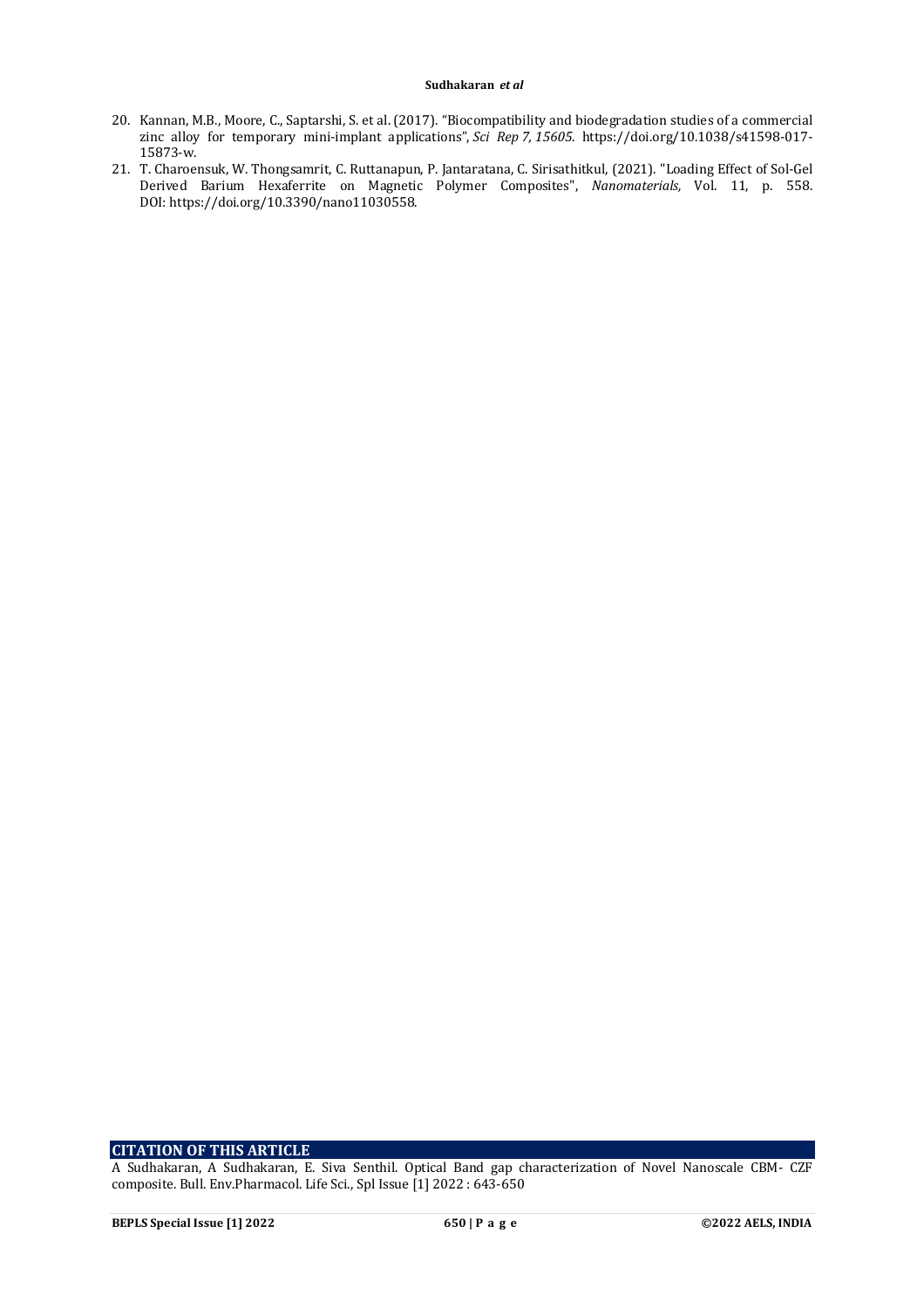20. Kannan, M.B., Moore, C., Saptarshi, S. et al. (2017). "Biocompatibility and biodegradation studies of a commercial zinc alloy for temporary mini-implant applications", *Sci Rep 7, 15605*. https://doi.org/10.1038/s41598-017-15873-w.
21. T. Charoensuk, W. Thongsamrit, C. Ruttanapun, P. Jantaratana, C. Sirisathitkul, (2021). "Loading Effect of Sol-Gel Derived Barium Hexaferrite on Magnetic Polymer Composites", *Nanomaterials,* Vol. 11, p. 558. DOI: https://doi.org/10.3390/nano11030558.

## CITATION OF THIS ARTICLE

A Sudhakaran, A Sudhakaran, E. Siva Senthil. Optical Band gap characterization of Novel Nanoscale CBM- CZF composite. Bull. Env.Pharmacol. Life Sci., Spl Issue [1] 2022 : 643-650